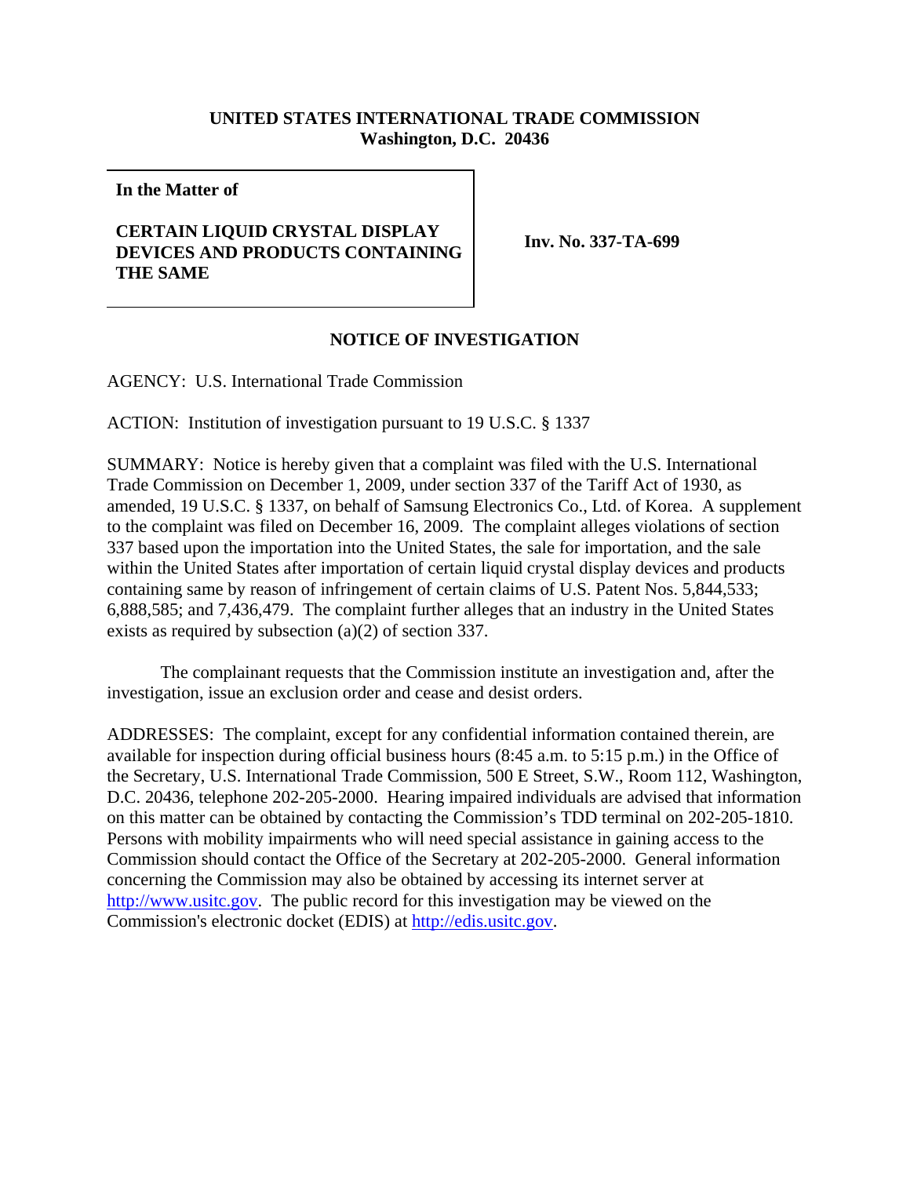**UNITED STATES INTERNATIONAL TRADE COMMISSION**
**Washington, D.C. 20436**

| **In the Matter of**<br><br>**CERTAIN LIQUID CRYSTAL DISPLAY DEVICES AND PRODUCTS CONTAINING THE SAME** | **Inv. No. 337-TA-699** |
|---|---|

## NOTICE OF INVESTIGATION

AGENCY: U.S. International Trade Commission

ACTION: Institution of investigation pursuant to 19 U.S.C. § 1337

SUMMARY: Notice is hereby given that a complaint was filed with the U.S. International Trade Commission on December 1, 2009, under section 337 of the Tariff Act of 1930, as amended, 19 U.S.C. § 1337, on behalf of Samsung Electronics Co., Ltd. of Korea. A supplement to the complaint was filed on December 16, 2009. The complaint alleges violations of section 337 based upon the importation into the United States, the sale for importation, and the sale within the United States after importation of certain liquid crystal display devices and products containing same by reason of infringement of certain claims of U.S. Patent Nos. 5,844,533; 6,888,585; and 7,436,479. The complaint further alleges that an industry in the United States exists as required by subsection (a)(2) of section 337.

The complainant requests that the Commission institute an investigation and, after the investigation, issue an exclusion order and cease and desist orders.

ADDRESSES: The complaint, except for any confidential information contained therein, are available for inspection during official business hours (8:45 a.m. to 5:15 p.m.) in the Office of the Secretary, U.S. International Trade Commission, 500 E Street, S.W., Room 112, Washington, D.C. 20436, telephone 202-205-2000. Hearing impaired individuals are advised that information on this matter can be obtained by contacting the Commission's TDD terminal on 202-205-1810. Persons with mobility impairments who will need special assistance in gaining access to the Commission should contact the Office of the Secretary at 202-205-2000. General information concerning the Commission may also be obtained by accessing its internet server at http://www.usitc.gov. The public record for this investigation may be viewed on the Commission's electronic docket (EDIS) at http://edis.usitc.gov.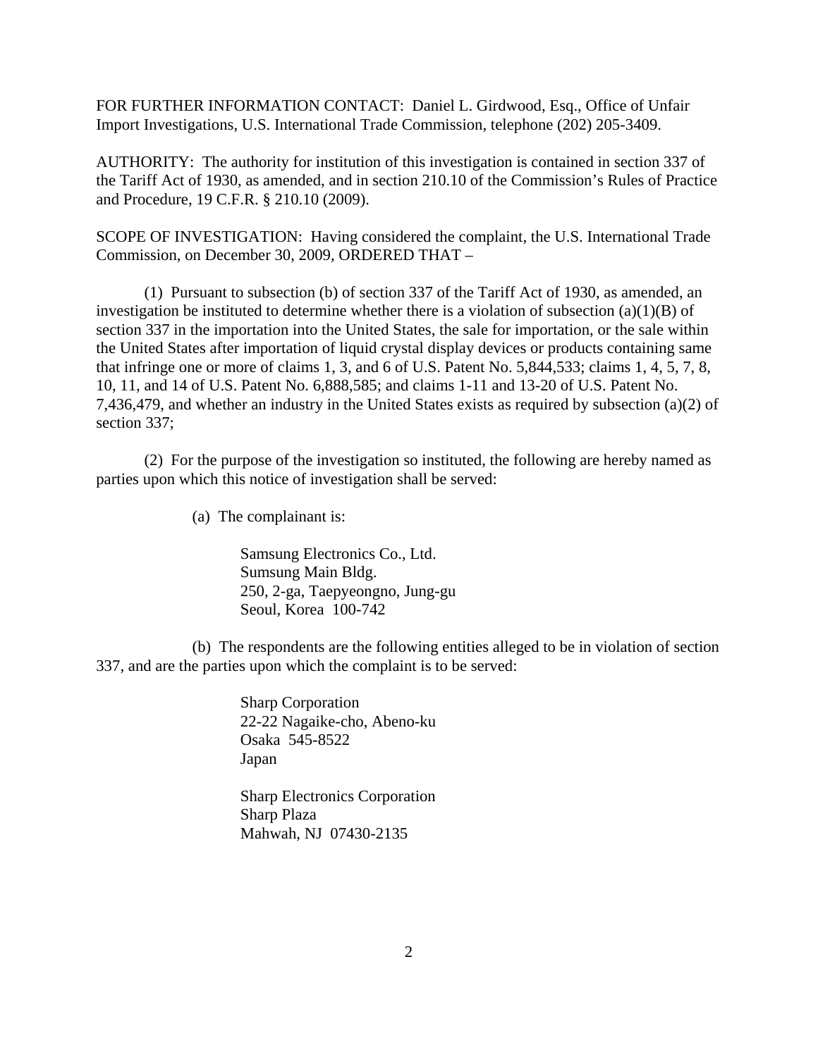FOR FURTHER INFORMATION CONTACT: Daniel L. Girdwood, Esq., Office of Unfair Import Investigations, U.S. International Trade Commission, telephone (202) 205-3409.

AUTHORITY: The authority for institution of this investigation is contained in section 337 of the Tariff Act of 1930, as amended, and in section 210.10 of the Commission's Rules of Practice and Procedure, 19 C.F.R. § 210.10 (2009).

SCOPE OF INVESTIGATION: Having considered the complaint, the U.S. International Trade Commission, on December 30, 2009, ORDERED THAT –

(1) Pursuant to subsection (b) of section 337 of the Tariff Act of 1930, as amended, an investigation be instituted to determine whether there is a violation of subsection (a)(1)(B) of section 337 in the importation into the United States, the sale for importation, or the sale within the United States after importation of liquid crystal display devices or products containing same that infringe one or more of claims 1, 3, and 6 of U.S. Patent No. 5,844,533; claims 1, 4, 5, 7, 8, 10, 11, and 14 of U.S. Patent No. 6,888,585; and claims 1-11 and 13-20 of U.S. Patent No. 7,436,479, and whether an industry in the United States exists as required by subsection (a)(2) of section 337;

(2) For the purpose of the investigation so instituted, the following are hereby named as parties upon which this notice of investigation shall be served:

(a) The complainant is:

Samsung Electronics Co., Ltd.
Sumsung Main Bldg.
250, 2-ga, Taepyeongno, Jung-gu
Seoul, Korea 100-742

(b) The respondents are the following entities alleged to be in violation of section 337, and are the parties upon which the complaint is to be served:

Sharp Corporation
22-22 Nagaike-cho, Abeno-ku
Osaka 545-8522
Japan

Sharp Electronics Corporation
Sharp Plaza
Mahwah, NJ 07430-2135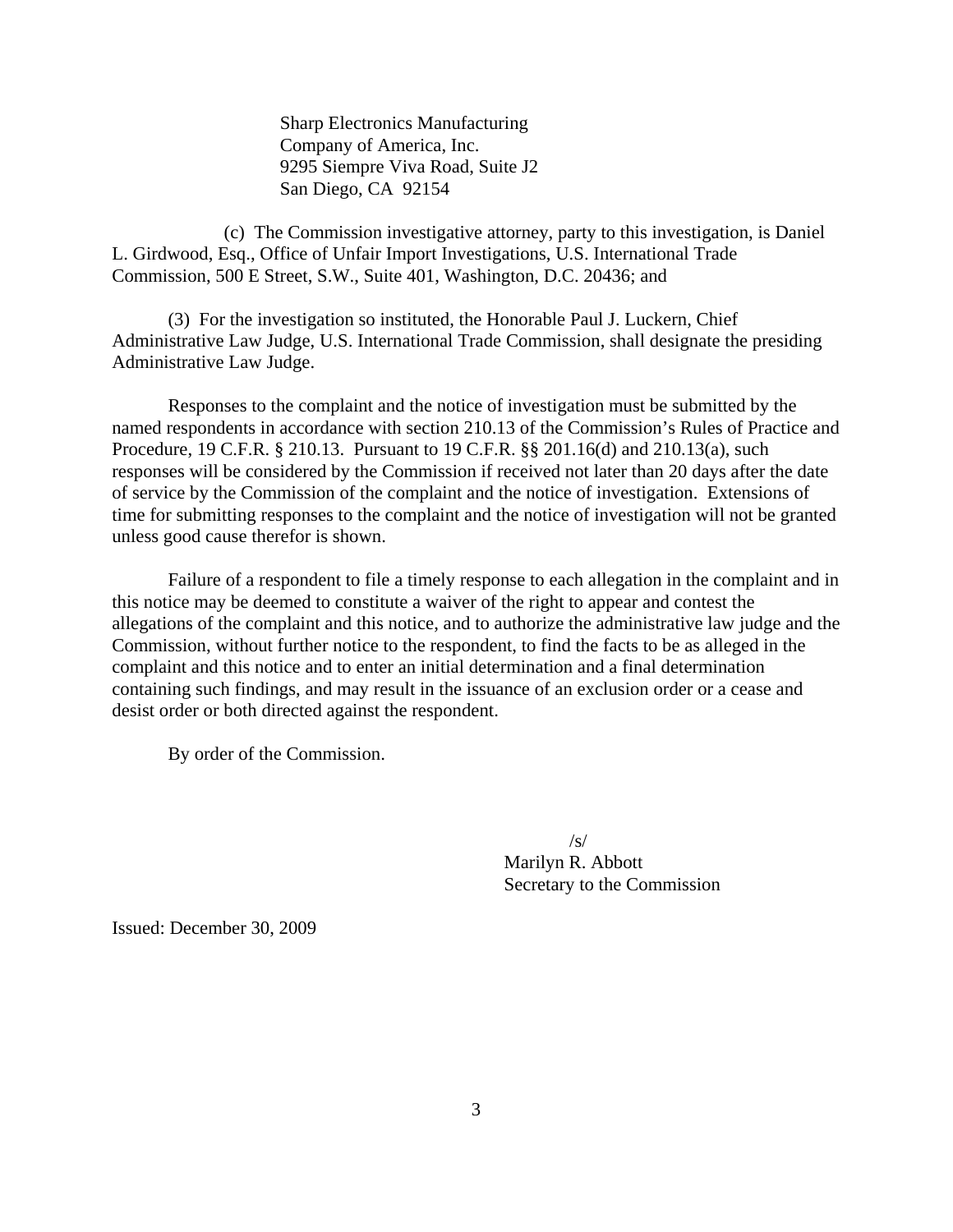Sharp Electronics Manufacturing
Company of America, Inc.
9295 Siempre Viva Road, Suite J2
San Diego, CA 92154

(c) The Commission investigative attorney, party to this investigation, is Daniel L. Girdwood, Esq., Office of Unfair Import Investigations, U.S. International Trade Commission, 500 E Street, S.W., Suite 401, Washington, D.C. 20436; and

(3) For the investigation so instituted, the Honorable Paul J. Luckern, Chief Administrative Law Judge, U.S. International Trade Commission, shall designate the presiding Administrative Law Judge.

Responses to the complaint and the notice of investigation must be submitted by the named respondents in accordance with section 210.13 of the Commission's Rules of Practice and Procedure, 19 C.F.R. § 210.13. Pursuant to 19 C.F.R. §§ 201.16(d) and 210.13(a), such responses will be considered by the Commission if received not later than 20 days after the date of service by the Commission of the complaint and the notice of investigation. Extensions of time for submitting responses to the complaint and the notice of investigation will not be granted unless good cause therefor is shown.

Failure of a respondent to file a timely response to each allegation in the complaint and in this notice may be deemed to constitute a waiver of the right to appear and contest the allegations of the complaint and this notice, and to authorize the administrative law judge and the Commission, without further notice to the respondent, to find the facts to be as alleged in the complaint and this notice and to enter an initial determination and a final determination containing such findings, and may result in the issuance of an exclusion order or a cease and desist order or both directed against the respondent.

By order of the Commission.

/s/
Marilyn R. Abbott
Secretary to the Commission

Issued: December 30, 2009